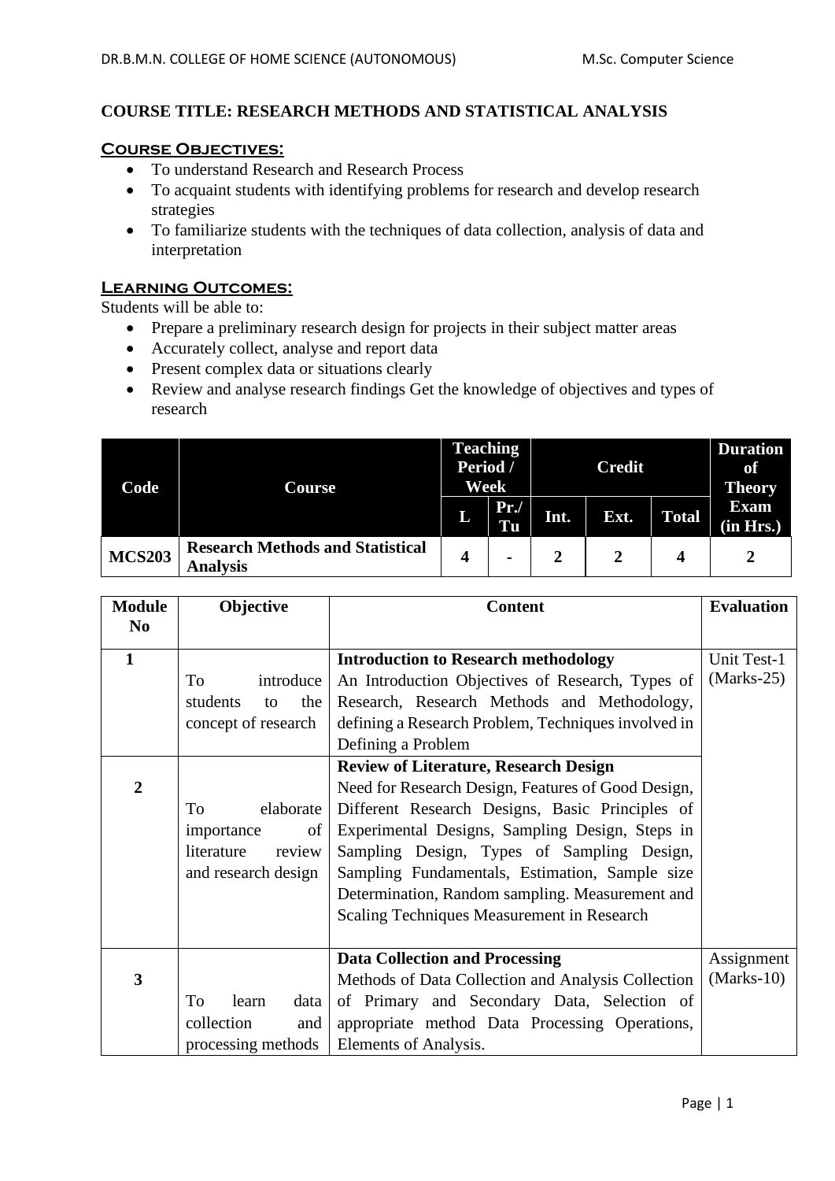**COURSE TITLE: RESEARCH METHODS AND STATISTICAL ANALYSIS**

**Course Objectives:**

- To understand Research and Research Process
- To acquaint students with identifying problems for research and develop research strategies
- To familiarize students with the techniques of data collection, analysis of data and interpretation

**Learning Outcomes:**

Students will be able to:

- Prepare a preliminary research design for projects in their subject matter areas
- Accurately collect, analyse and report data
- Present complex data or situations clearly
- Review and analyse research findings Get the knowledge of objectives and types of research

| Code | Course | Teaching Period / Week | | Credit | | | Duration of Theory Exam (in Hrs.) |
|---|---|---|---|---|---|---|---|
| | | L | Pr./ Tu | Int. | Ext. | Total | |
| MCS203 | Research Methods and Statistical Analysis | 4 | - | 2 | 2 | 4 | 2 |

| Module No | Objective | Content | Evaluation |
|---|---|---|---|
| 1 | To introduce students to the concept of research | **Introduction to Research methodology** An Introduction Objectives of Research, Types of Research, Research Methods and Methodology, defining a Research Problem, Techniques involved in Defining a Problem | Unit Test-1 (Marks-25) |
| 2 | To elaborate importance of literature review and research design | **Review of Literature, Research Design** Need for Research Design, Features of Good Design, Different Research Designs, Basic Principles of Experimental Designs, Sampling Design, Steps in Sampling Design, Types of Sampling Design, Sampling Fundamentals, Estimation, Sample size Determination, Random sampling. Measurement and Scaling Techniques Measurement in Research | |
| 3 | To learn data collection and processing methods | **Data Collection and Processing** Methods of Data Collection and Analysis Collection of Primary and Secondary Data, Selection of appropriate method Data Processing Operations, Elements of Analysis. | Assignment (Marks-10) |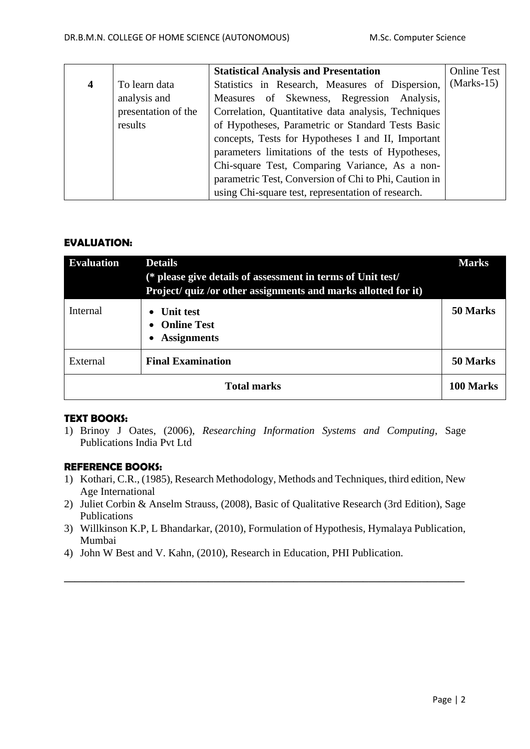| | | | |
|---|---|---|---|
| **4** | To learn data analysis and presentation of the results | **Statistical Analysis and Presentation** Statistics in Research, Measures of Dispersion, Measures of Skewness, Regression Analysis, Correlation, Quantitative data analysis, Techniques of Hypotheses, Parametric or Standard Tests Basic concepts, Tests for Hypotheses I and II, Important parameters limitations of the tests of Hypotheses, Chi-square Test, Comparing Variance, As a non-parametric Test, Conversion of Chi to Phi, Caution in using Chi-square test, representation of research. | Online Test (Marks-15) |

## EVALUATION:

| Evaluation | Details (* please give details of assessment in terms of Unit test/ Project/ quiz /or other assignments and marks allotted for it) | Marks |
|---|---|---|
| Internal | • **Unit test**<br>• **Online Test**<br>• **Assignments** | **50 Marks** |
| External | **Final Examination** | **50 Marks** |
| **Total marks** | | **100 Marks** |

## TEXT BOOKS:

1) Brinoy J Oates, (2006), *Researching Information Systems and Computing*, Sage Publications India Pvt Ltd

## REFERENCE BOOKS:

1) Kothari, C.R., (1985), Research Methodology, Methods and Techniques, third edition, New Age International
2) Juliet Corbin & Anselm Strauss, (2008), Basic of Qualitative Research (3rd Edition), Sage Publications
3) Willkinson K.P, L Bhandarkar, (2010), Formulation of Hypothesis, Hymalaya Publication, Mumbai
4) John W Best and V. Kahn, (2010), Research in Education, PHI Publication.